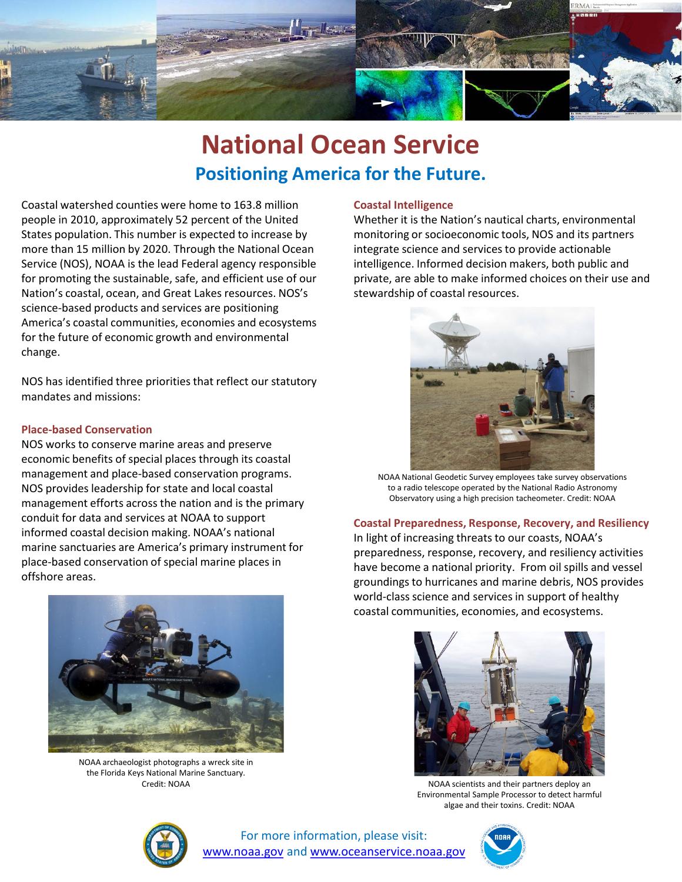# National Ocean Service

## Positioning America for the Future.

Coastal watershed counties were home to 163.8 million people in 2010, approximately 52 percent of the United States population. This number is expected to increase by more than 15 million by 2020. Through the National Ocean Service (NOS), NOAA is the lead Federal agency responsible for promoting the sustainable, safe, and efficient use of our Nation's coastal, ocean, and Great Lakes resources. NOS's science-based products and services are positioning America's coastal communities, economies and ecosystems for the future of economic growth and environmental change.

NOS has identified three priorities that reflect our statutory mandates and missions:

### Place-based Conservation

NOS works to conserve marine areas and preserve economic benefits of special places through its coastal management and place-based conservation programs. NOS provides leadership for state and local coastal management efforts across the nation and is the primary conduit for data and services at NOAA to support informed coastal decision making. NOAA's national marine sanctuaries are America's primary instrument for place-based conservation of special marine places in offshore areas.

NOAA archaeologist photographs a wreck site in the Florida Keys National Marine Sanctuary. Credit: NOAA

### Coastal Intelligence

Whether it is the Nation's nautical charts, environmental monitoring or socioeconomic tools, NOS and its partners integrate science and services to provide actionable intelligence. Informed decision makers, both public and private, are able to make informed choices on their use and stewardship of coastal resources.

NOAA National Geodetic Survey employees take survey observations to a radio telescope operated by the National Radio Astronomy Observatory using a high precision tacheometer. Credit: NOAA

### Coastal Preparedness, Response, Recovery, and Resiliency

In light of increasing threats to our coasts, NOAA's preparedness, response, recovery, and resiliency activities have become a national priority. From oil spills and vessel groundings to hurricanes and marine debris, NOS provides world-class science and services in support of healthy coastal communities, economies, and ecosystems.

NOAA scientists and their partners deploy an Environmental Sample Processor to detect harmful algae and their toxins. Credit: NOAA

For more information, please visit: [www.noaa.gov](http://www.noaa.gov) and [www.oceanservice.noaa.gov](http://www.oceanservice.noaa.gov)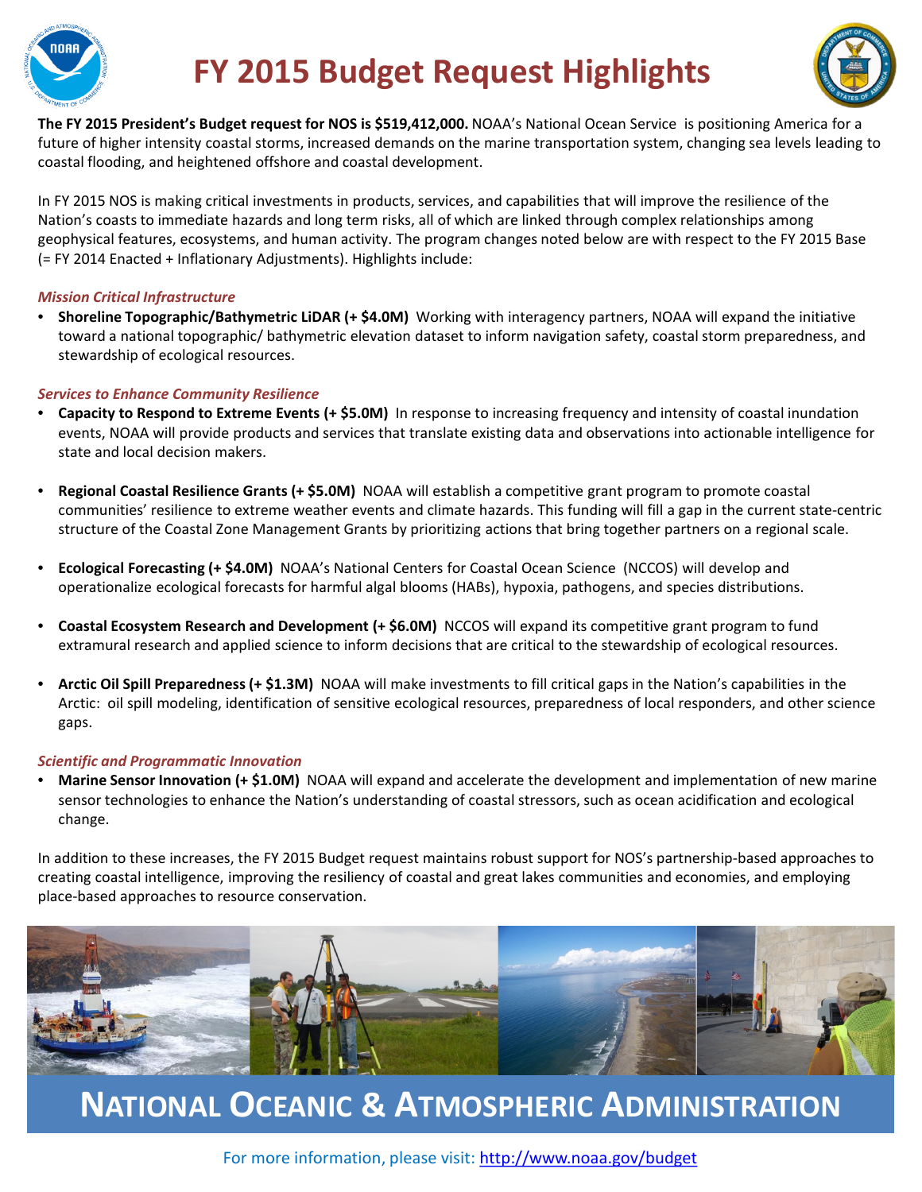# FY 2015 Budget Request Highlights

**The FY 2015 President's Budget request for NOS is $519,412,000.** NOAA's National Ocean Service is positioning America for a future of higher intensity coastal storms, increased demands on the marine transportation system, changing sea levels leading to coastal flooding, and heightened offshore and coastal development.

In FY 2015 NOS is making critical investments in products, services, and capabilities that will improve the resilience of the Nation's coasts to immediate hazards and long term risks, all of which are linked through complex relationships among geophysical features, ecosystems, and human activity. The program changes noted below are with respect to the FY 2015 Base (= FY 2014 Enacted + Inflationary Adjustments). Highlights include:

*Mission Critical Infrastructure*

- **Shoreline Topographic/Bathymetric LiDAR (+ $4.0M)** Working with interagency partners, NOAA will expand the initiative toward a national topographic/ bathymetric elevation dataset to inform navigation safety, coastal storm preparedness, and stewardship of ecological resources.

*Services to Enhance Community Resilience*

- **Capacity to Respond to Extreme Events (+ $5.0M)** In response to increasing frequency and intensity of coastal inundation events, NOAA will provide products and services that translate existing data and observations into actionable intelligence for state and local decision makers.
- **Regional Coastal Resilience Grants (+ $5.0M)** NOAA will establish a competitive grant program to promote coastal communities' resilience to extreme weather events and climate hazards. This funding will fill a gap in the current state-centric structure of the Coastal Zone Management Grants by prioritizing actions that bring together partners on a regional scale.
- **Ecological Forecasting (+ $4.0M)** NOAA's National Centers for Coastal Ocean Science (NCCOS) will develop and operationalize ecological forecasts for harmful algal blooms (HABs), hypoxia, pathogens, and species distributions.
- **Coastal Ecosystem Research and Development (+ $6.0M)** NCCOS will expand its competitive grant program to fund extramural research and applied science to inform decisions that are critical to the stewardship of ecological resources.
- **Arctic Oil Spill Preparedness (+ $1.3M)** NOAA will make investments to fill critical gaps in the Nation's capabilities in the Arctic: oil spill modeling, identification of sensitive ecological resources, preparedness of local responders, and other science gaps.

*Scientific and Programmatic Innovation*

- **Marine Sensor Innovation (+ $1.0M)** NOAA will expand and accelerate the development and implementation of new marine sensor technologies to enhance the Nation's understanding of coastal stressors, such as ocean acidification and ecological change.

In addition to these increases, the FY 2015 Budget request maintains robust support for NOS's partnership-based approaches to creating coastal intelligence, improving the resiliency of coastal and great lakes communities and economies, and employing place-based approaches to resource conservation.

**NATIONAL OCEANIC & ATMOSPHERIC ADMINISTRATION**

For more information, please visit: http://www.noaa.gov/budget